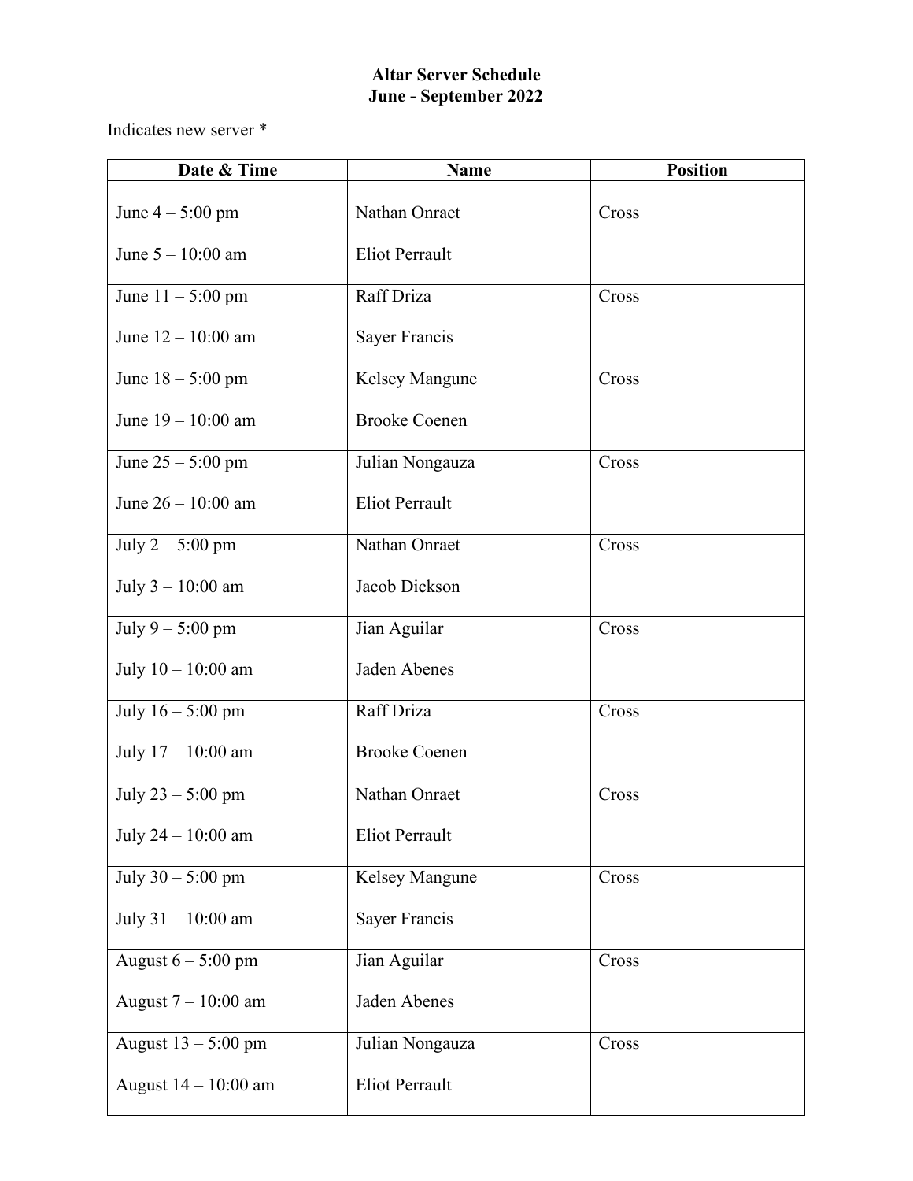**Altar Server Schedule**
**June - September 2022**

Indicates new server *

| Date & Time | Name | Position |
|---|---|---|
| | | |
| June 4 – 5:00 pm<br><br>June 5 – 10:00 am | Nathan Onraet<br><br>Eliot Perrault | Cross |
| June 11 – 5:00 pm<br><br>June 12 – 10:00 am | Raff Driza<br><br>Sayer Francis | Cross |
| June 18 – 5:00 pm<br><br>June 19 – 10:00 am | Kelsey Mangune<br><br>Brooke Coenen | Cross |
| June 25 – 5:00 pm<br><br>June 26 – 10:00 am | Julian Nongauza<br><br>Eliot Perrault | Cross |
| July 2 – 5:00 pm<br><br>July 3 – 10:00 am | Nathan Onraet<br><br>Jacob Dickson | Cross |
| July 9 – 5:00 pm<br><br>July 10 – 10:00 am | Jian Aguilar<br><br>Jaden Abenes | Cross |
| July 16 – 5:00 pm<br><br>July 17 – 10:00 am | Raff Driza<br><br>Brooke Coenen | Cross |
| July 23 – 5:00 pm<br><br>July 24 – 10:00 am | Nathan Onraet<br><br>Eliot Perrault | Cross |
| July 30 – 5:00 pm<br><br>July 31 – 10:00 am | Kelsey Mangune<br><br>Sayer Francis | Cross |
| August 6 – 5:00 pm<br><br>August 7 – 10:00 am | Jian Aguilar<br><br>Jaden Abenes | Cross |
| August 13 – 5:00 pm<br><br>August 14 – 10:00 am | Julian Nongauza<br><br>Eliot Perrault | Cross |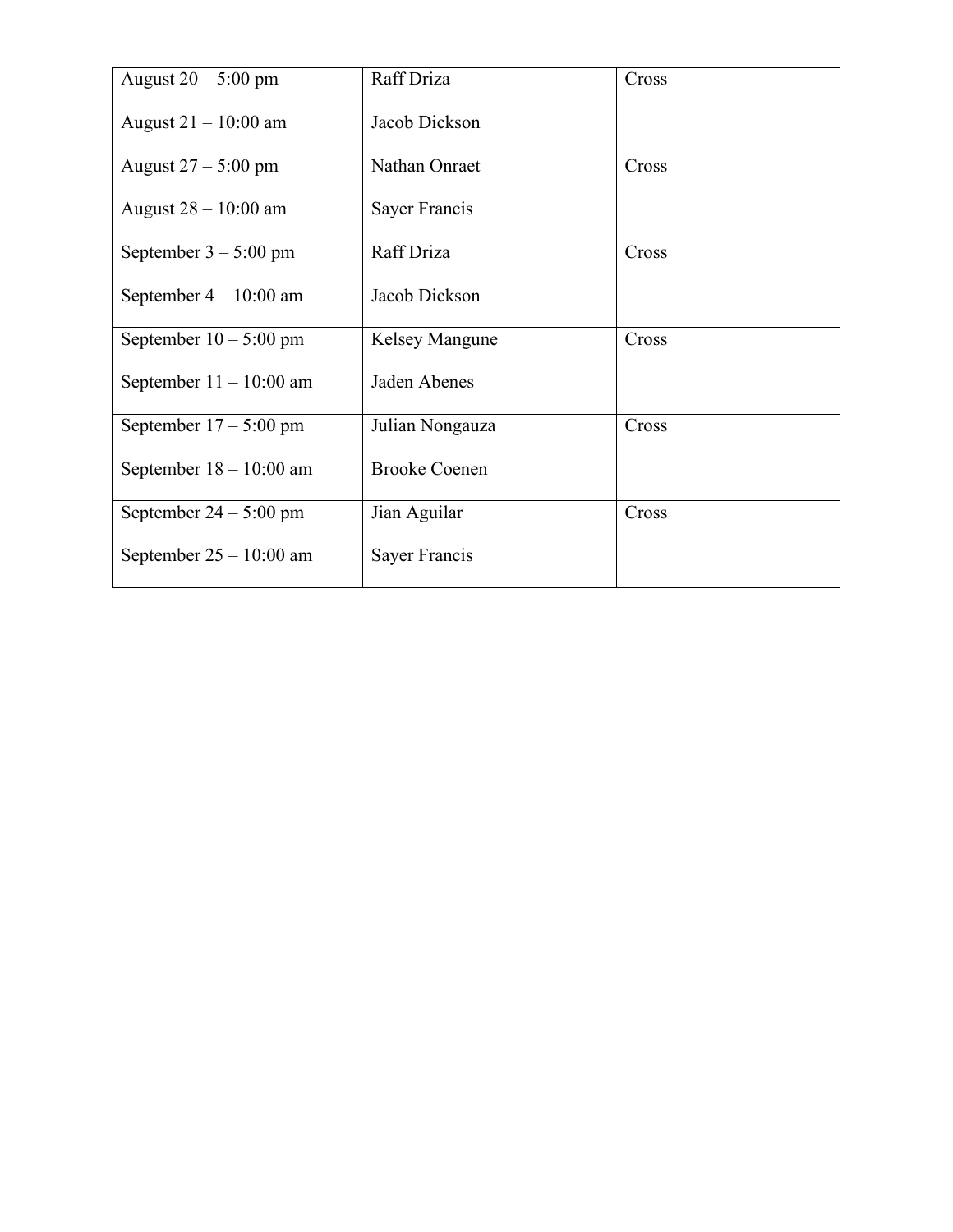| | | |
|---|---|---|
| August 20 – 5:00 pm<br><br>August 21 – 10:00 am | Raff Driza<br><br>Jacob Dickson | Cross |
| August 27 – 5:00 pm<br><br>August 28 – 10:00 am | Nathan Onraet<br><br>Sayer Francis | Cross |
| September 3 – 5:00 pm<br><br>September 4 – 10:00 am | Raff Driza<br><br>Jacob Dickson | Cross |
| September 10 – 5:00 pm<br><br>September 11 – 10:00 am | Kelsey Mangune<br><br>Jaden Abenes | Cross |
| September 17 – 5:00 pm<br><br>September 18 – 10:00 am | Julian Nongauza<br><br>Brooke Coenen | Cross |
| September 24 – 5:00 pm<br><br>September 25 – 10:00 am | Jian Aguilar<br><br>Sayer Francis | Cross |